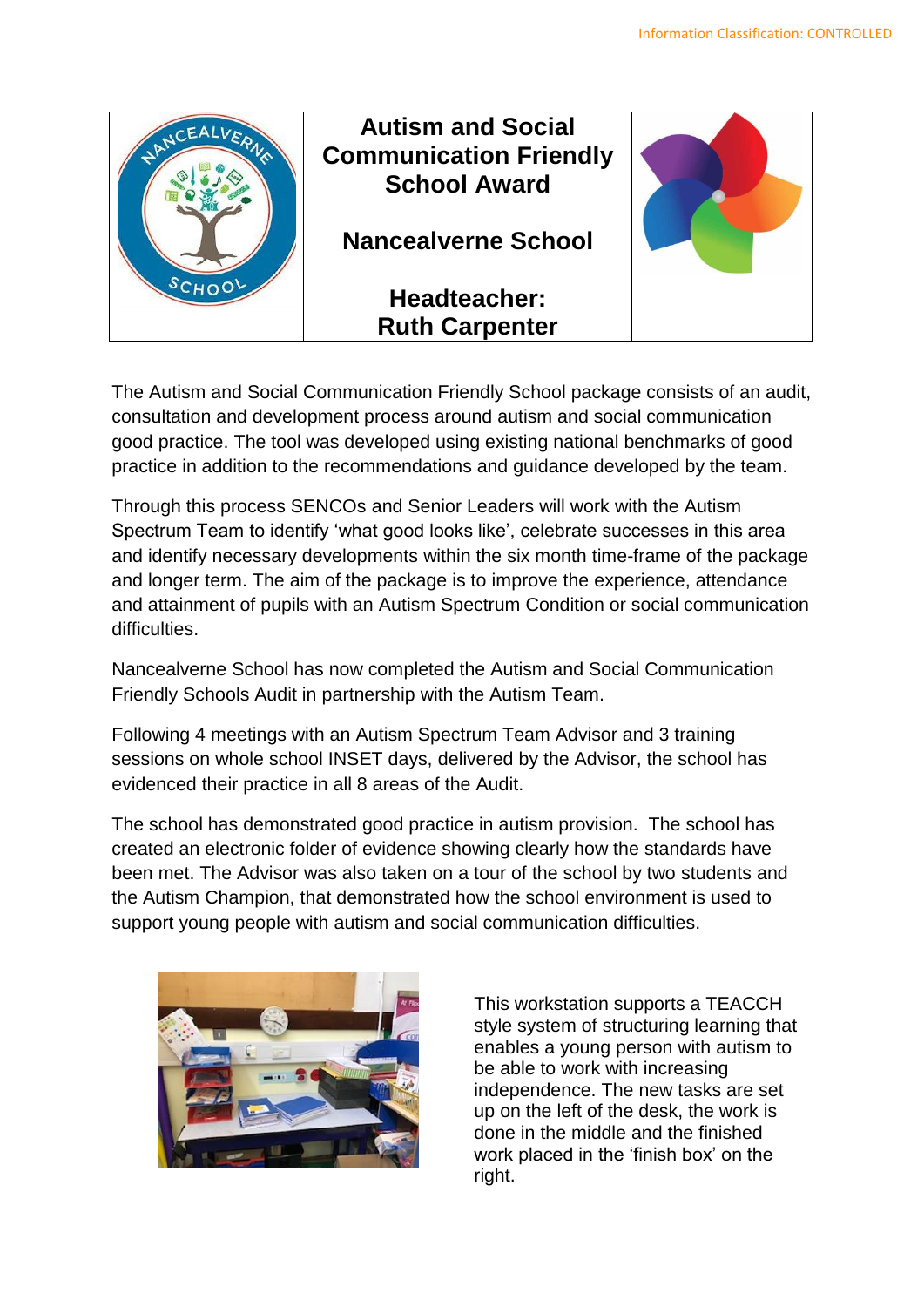Information Classification: CONTROLLED

# Autism and Social Communication Friendly School Award

## Nancealverne School

**Headteacher: Ruth Carpenter**

The Autism and Social Communication Friendly School package consists of an audit, consultation and development process around autism and social communication good practice. The tool was developed using existing national benchmarks of good practice in addition to the recommendations and guidance developed by the team.

Through this process SENCOs and Senior Leaders will work with the Autism Spectrum Team to identify 'what good looks like', celebrate successes in this area and identify necessary developments within the six month time-frame of the package and longer term. The aim of the package is to improve the experience, attendance and attainment of pupils with an Autism Spectrum Condition or social communication difficulties.

Nancealverne School has now completed the Autism and Social Communication Friendly Schools Audit in partnership with the Autism Team.

Following 4 meetings with an Autism Spectrum Team Advisor and 3 training sessions on whole school INSET days, delivered by the Advisor, the school has evidenced their practice in all 8 areas of the Audit.

The school has demonstrated good practice in autism provision. The school has created an electronic folder of evidence showing clearly how the standards have been met. The Advisor was also taken on a tour of the school by two students and the Autism Champion, that demonstrated how the school environment is used to support young people with autism and social communication difficulties.

This workstation supports a TEACCH style system of structuring learning that enables a young person with autism to be able to work with increasing independence. The new tasks are set up on the left of the desk, the work is done in the middle and the finished work placed in the 'finish box' on the right.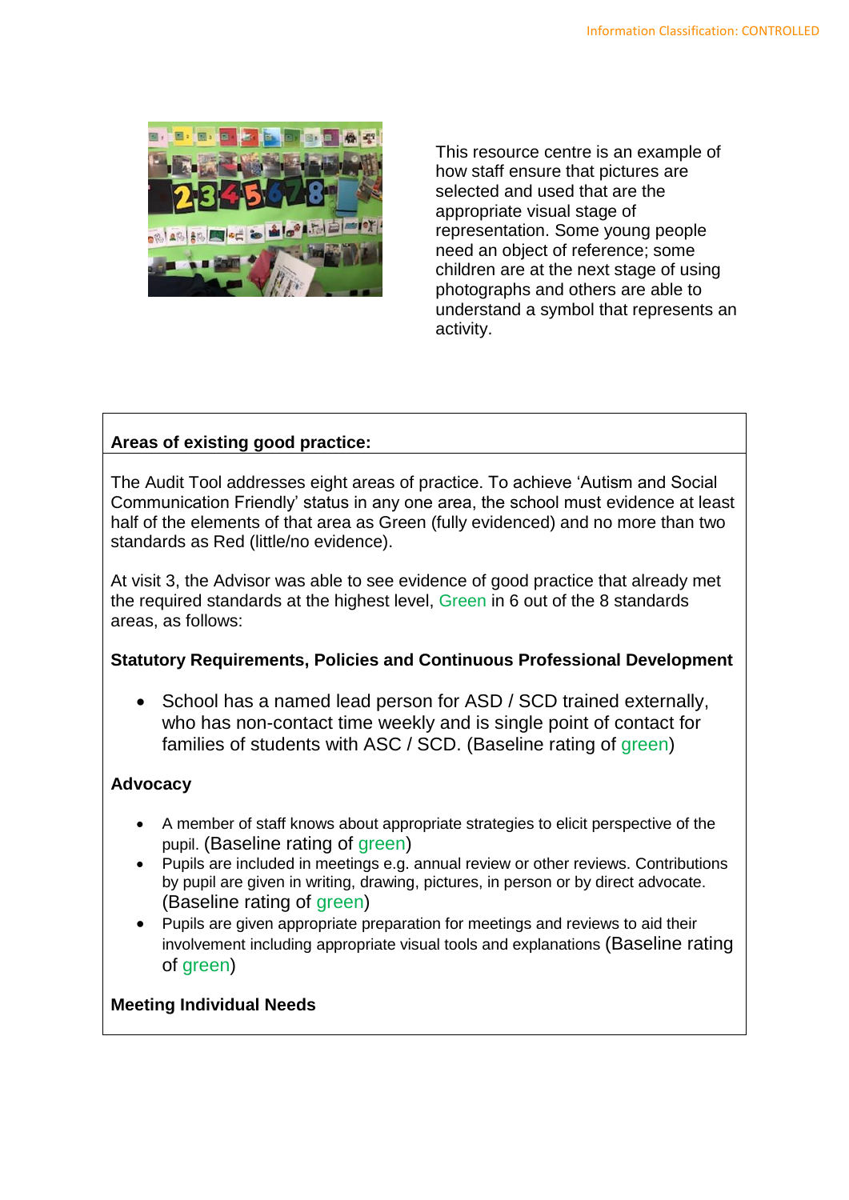This resource centre is an example of how staff ensure that pictures are selected and used that are the appropriate visual stage of representation. Some young people need an object of reference; some children are at the next stage of using photographs and others are able to understand a symbol that represents an activity.

**Areas of existing good practice:**

The Audit Tool addresses eight areas of practice. To achieve 'Autism and Social Communication Friendly' status in any one area, the school must evidence at least half of the elements of that area as Green (fully evidenced) and no more than two standards as Red (little/no evidence).

At visit 3, the Advisor was able to see evidence of good practice that already met the required standards at the highest level, Green in 6 out of the 8 standards areas, as follows:

**Statutory Requirements, Policies and Continuous Professional Development**

- School has a named lead person for ASD / SCD trained externally, who has non-contact time weekly and is single point of contact for families of students with ASC / SCD. (Baseline rating of green)

**Advocacy**

- A member of staff knows about appropriate strategies to elicit perspective of the pupil. (Baseline rating of green)
- Pupils are included in meetings e.g. annual review or other reviews. Contributions by pupil are given in writing, drawing, pictures, in person or by direct advocate. (Baseline rating of green)
- Pupils are given appropriate preparation for meetings and reviews to aid their involvement including appropriate visual tools and explanations (Baseline rating of green)

**Meeting Individual Needs**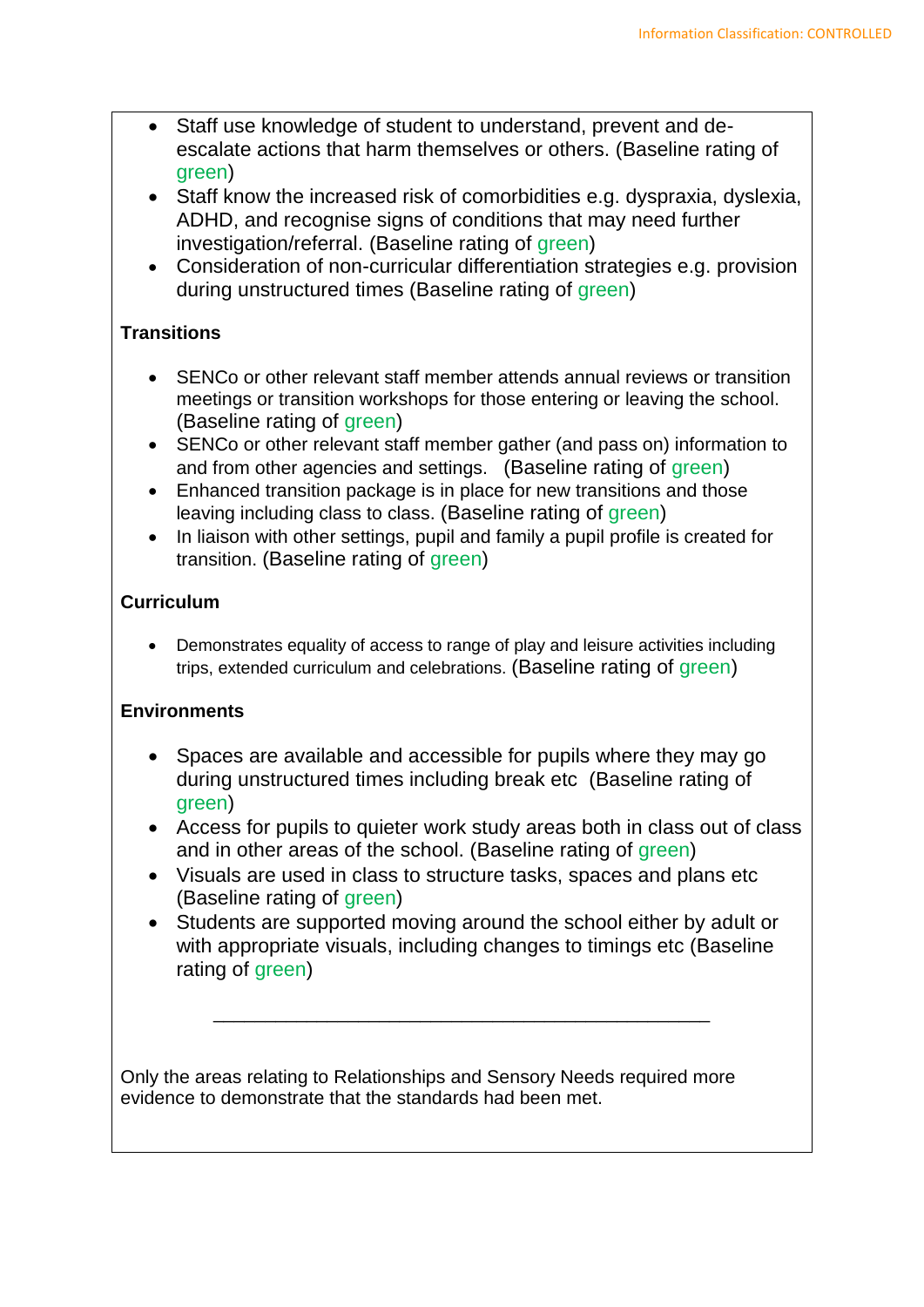- Staff use knowledge of student to understand, prevent and de-escalate actions that harm themselves or others. (Baseline rating of green)
- Staff know the increased risk of comorbidities e.g. dyspraxia, dyslexia, ADHD, and recognise signs of conditions that may need further investigation/referral. (Baseline rating of green)
- Consideration of non-curricular differentiation strategies e.g. provision during unstructured times (Baseline rating of green)

**Transitions**

- SENCo or other relevant staff member attends annual reviews or transition meetings or transition workshops for those entering or leaving the school. (Baseline rating of green)
- SENCo or other relevant staff member gather (and pass on) information to and from other agencies and settings. (Baseline rating of green)
- Enhanced transition package is in place for new transitions and those leaving including class to class. (Baseline rating of green)
- In liaison with other settings, pupil and family a pupil profile is created for transition. (Baseline rating of green)

**Curriculum**

- Demonstrates equality of access to range of play and leisure activities including trips, extended curriculum and celebrations. (Baseline rating of green)

**Environments**

- Spaces are available and accessible for pupils where they may go during unstructured times including break etc (Baseline rating of green)
- Access for pupils to quieter work study areas both in class out of class and in other areas of the school. (Baseline rating of green)
- Visuals are used in class to structure tasks, spaces and plans etc (Baseline rating of green)
- Students are supported moving around the school either by adult or with appropriate visuals, including changes to timings etc (Baseline rating of green)

---

Only the areas relating to Relationships and Sensory Needs required more evidence to demonstrate that the standards had been met.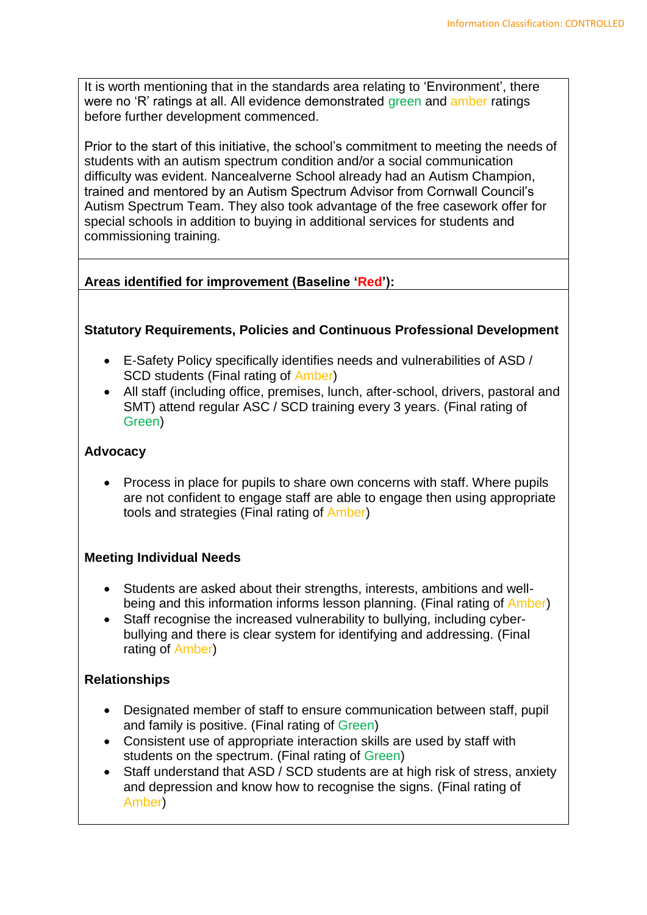It is worth mentioning that in the standards area relating to 'Environment', there were no 'R' ratings at all. All evidence demonstrated green and amber ratings before further development commenced.

Prior to the start of this initiative, the school's commitment to meeting the needs of students with an autism spectrum condition and/or a social communication difficulty was evident. Nancealverne School already had an Autism Champion, trained and mentored by an Autism Spectrum Advisor from Cornwall Council's Autism Spectrum Team. They also took advantage of the free casework offer for special schools in addition to buying in additional services for students and commissioning training.

**Areas identified for improvement (Baseline 'Red'):**

**Statutory Requirements, Policies and Continuous Professional Development**

- E-Safety Policy specifically identifies needs and vulnerabilities of ASD / SCD students (Final rating of Amber)
- All staff (including office, premises, lunch, after-school, drivers, pastoral and SMT) attend regular ASC / SCD training every 3 years. (Final rating of Green)

**Advocacy**

- Process in place for pupils to share own concerns with staff. Where pupils are not confident to engage staff are able to engage then using appropriate tools and strategies (Final rating of Amber)

**Meeting Individual Needs**

- Students are asked about their strengths, interests, ambitions and well-being and this information informs lesson planning. (Final rating of Amber)
- Staff recognise the increased vulnerability to bullying, including cyber-bullying and there is clear system for identifying and addressing. (Final rating of Amber)

**Relationships**

- Designated member of staff to ensure communication between staff, pupil and family is positive. (Final rating of Green)
- Consistent use of appropriate interaction skills are used by staff with students on the spectrum. (Final rating of Green)
- Staff understand that ASD / SCD students are at high risk of stress, anxiety and depression and know how to recognise the signs. (Final rating of Amber)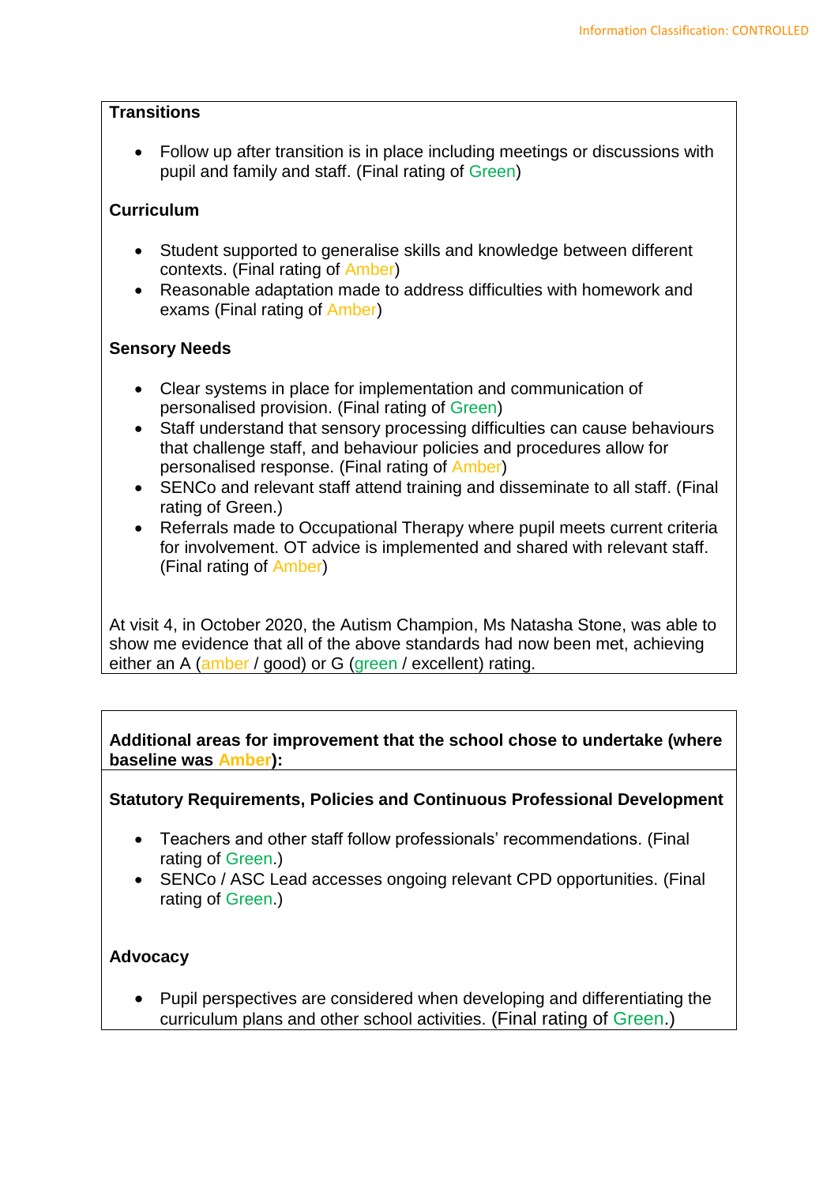**Transitions**

- Follow up after transition is in place including meetings or discussions with pupil and family and staff. (Final rating of Green)

**Curriculum**

- Student supported to generalise skills and knowledge between different contexts. (Final rating of Amber)
- Reasonable adaptation made to address difficulties with homework and exams (Final rating of Amber)

**Sensory Needs**

- Clear systems in place for implementation and communication of personalised provision. (Final rating of Green)
- Staff understand that sensory processing difficulties can cause behaviours that challenge staff, and behaviour policies and procedures allow for personalised response. (Final rating of Amber)
- SENCo and relevant staff attend training and disseminate to all staff. (Final rating of Green.)
- Referrals made to Occupational Therapy where pupil meets current criteria for involvement. OT advice is implemented and shared with relevant staff. (Final rating of Amber)

At visit 4, in October 2020, the Autism Champion, Ms Natasha Stone, was able to show me evidence that all of the above standards had now been met, achieving either an A (amber / good) or G (green / excellent) rating.

**Additional areas for improvement that the school chose to undertake (where baseline was Amber):**

**Statutory Requirements, Policies and Continuous Professional Development**

- Teachers and other staff follow professionals' recommendations. (Final rating of Green.)
- SENCo / ASC Lead accesses ongoing relevant CPD opportunities. (Final rating of Green.)

**Advocacy**

- Pupil perspectives are considered when developing and differentiating the curriculum plans and other school activities. (Final rating of Green.)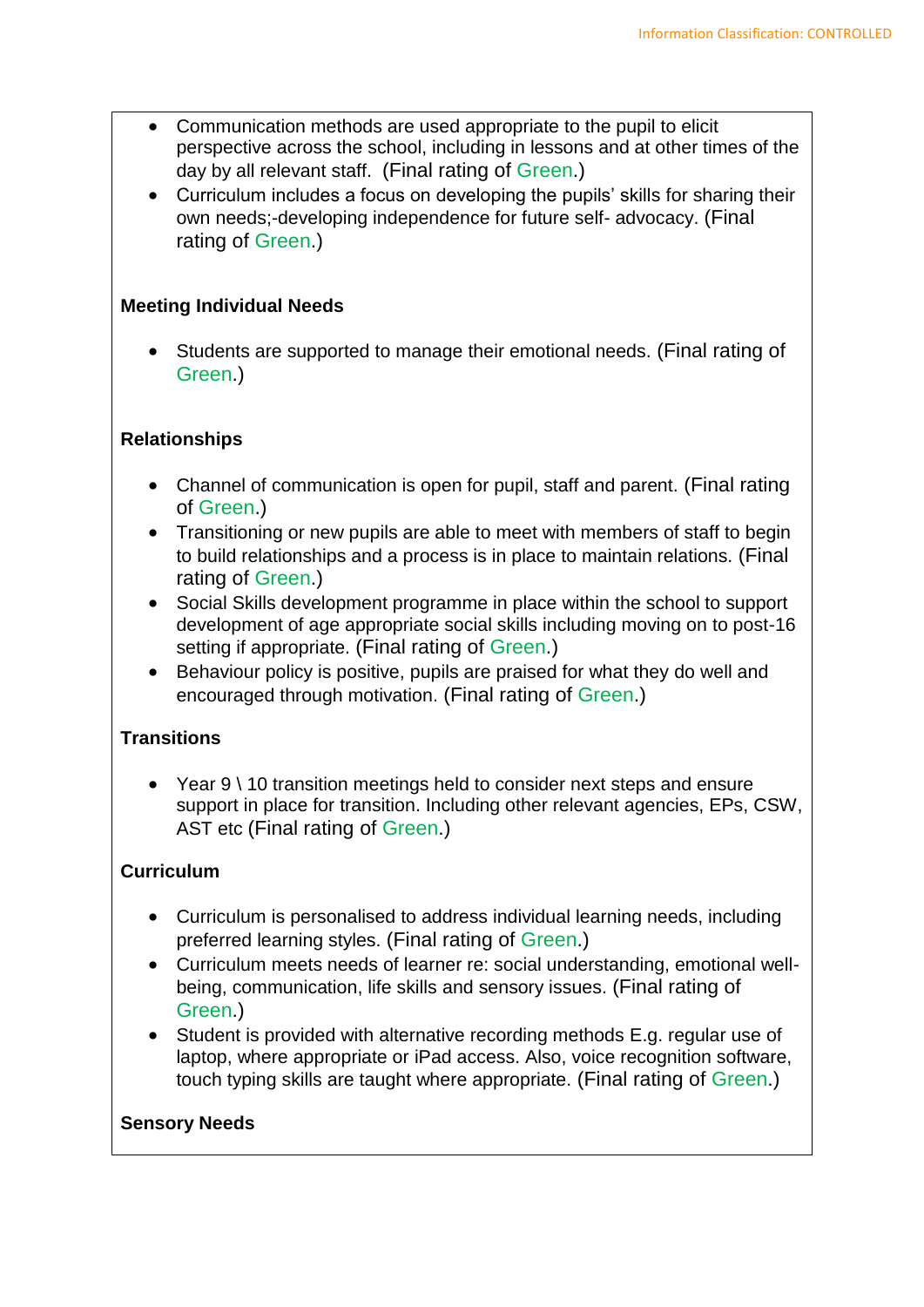- Communication methods are used appropriate to the pupil to elicit perspective across the school, including in lessons and at other times of the day by all relevant staff. (Final rating of Green.)
- Curriculum includes a focus on developing the pupils' skills for sharing their own needs;-developing independence for future self- advocacy. (Final rating of Green.)

**Meeting Individual Needs**

- Students are supported to manage their emotional needs. (Final rating of Green.)

**Relationships**

- Channel of communication is open for pupil, staff and parent. (Final rating of Green.)
- Transitioning or new pupils are able to meet with members of staff to begin to build relationships and a process is in place to maintain relations. (Final rating of Green.)
- Social Skills development programme in place within the school to support development of age appropriate social skills including moving on to post-16 setting if appropriate. (Final rating of Green.)
- Behaviour policy is positive, pupils are praised for what they do well and encouraged through motivation. (Final rating of Green.)

**Transitions**

- Year 9 \ 10 transition meetings held to consider next steps and ensure support in place for transition. Including other relevant agencies, EPs, CSW, AST etc (Final rating of Green.)

**Curriculum**

- Curriculum is personalised to address individual learning needs, including preferred learning styles. (Final rating of Green.)
- Curriculum meets needs of learner re: social understanding, emotional well-being, communication, life skills and sensory issues. (Final rating of Green.)
- Student is provided with alternative recording methods E.g. regular use of laptop, where appropriate or iPad access. Also, voice recognition software, touch typing skills are taught where appropriate. (Final rating of Green.)

**Sensory Needs**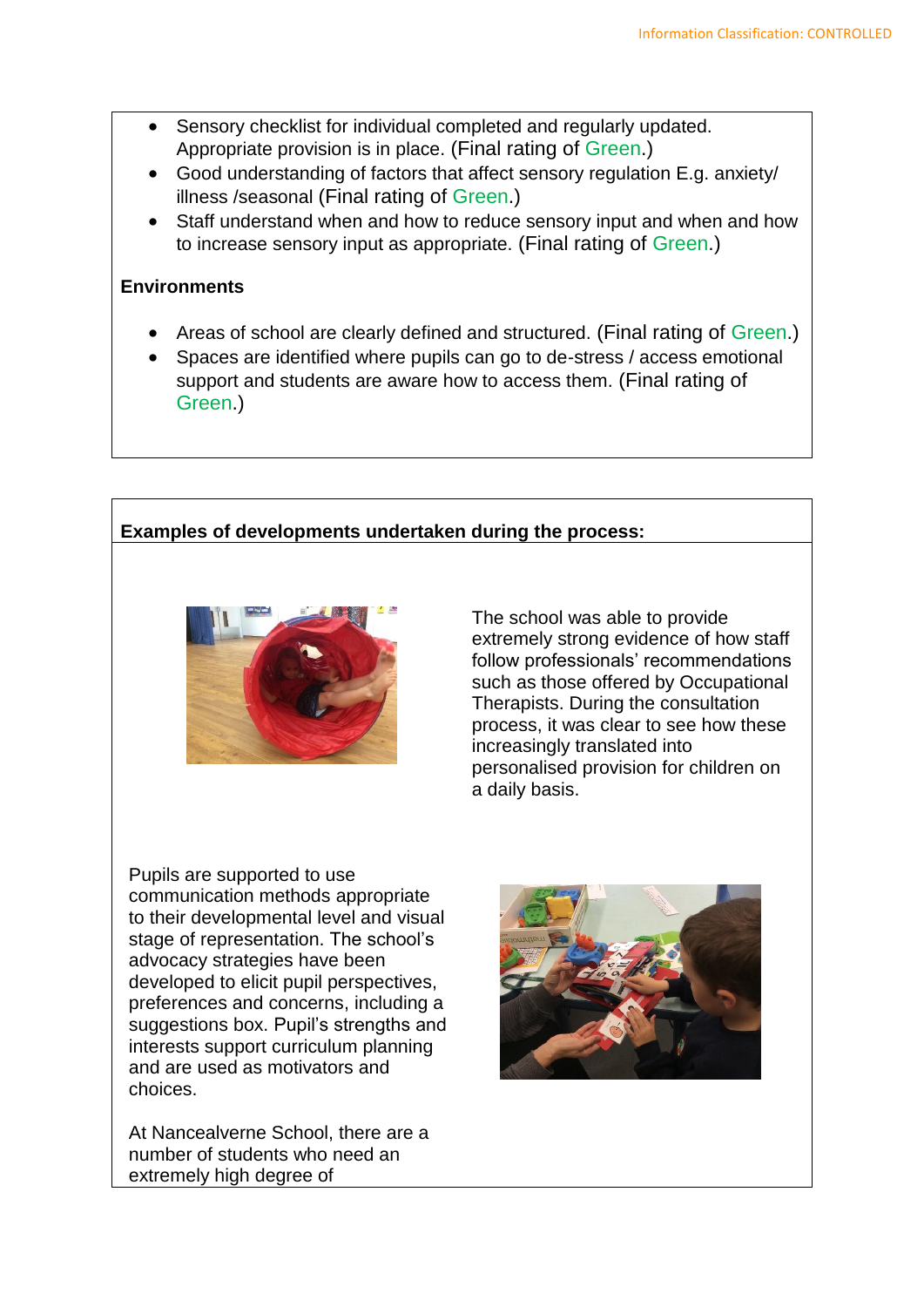- Sensory checklist for individual completed and regularly updated. Appropriate provision is in place. (Final rating of Green.)
- Good understanding of factors that affect sensory regulation E.g. anxiety/ illness /seasonal (Final rating of Green.)
- Staff understand when and how to reduce sensory input and when and how to increase sensory input as appropriate. (Final rating of Green.)

**Environments**

- Areas of school are clearly defined and structured. (Final rating of Green.)
- Spaces are identified where pupils can go to de-stress / access emotional support and students are aware how to access them. (Final rating of Green.)

**Examples of developments undertaken during the process:**

The school was able to provide extremely strong evidence of how staff follow professionals' recommendations such as those offered by Occupational Therapists. During the consultation process, it was clear to see how these increasingly translated into personalised provision for children on a daily basis.

Pupils are supported to use communication methods appropriate to their developmental level and visual stage of representation. The school's advocacy strategies have been developed to elicit pupil perspectives, preferences and concerns, including a suggestions box. Pupil's strengths and interests support curriculum planning and are used as motivators and choices.

At Nancealverne School, there are a number of students who need an extremely high degree of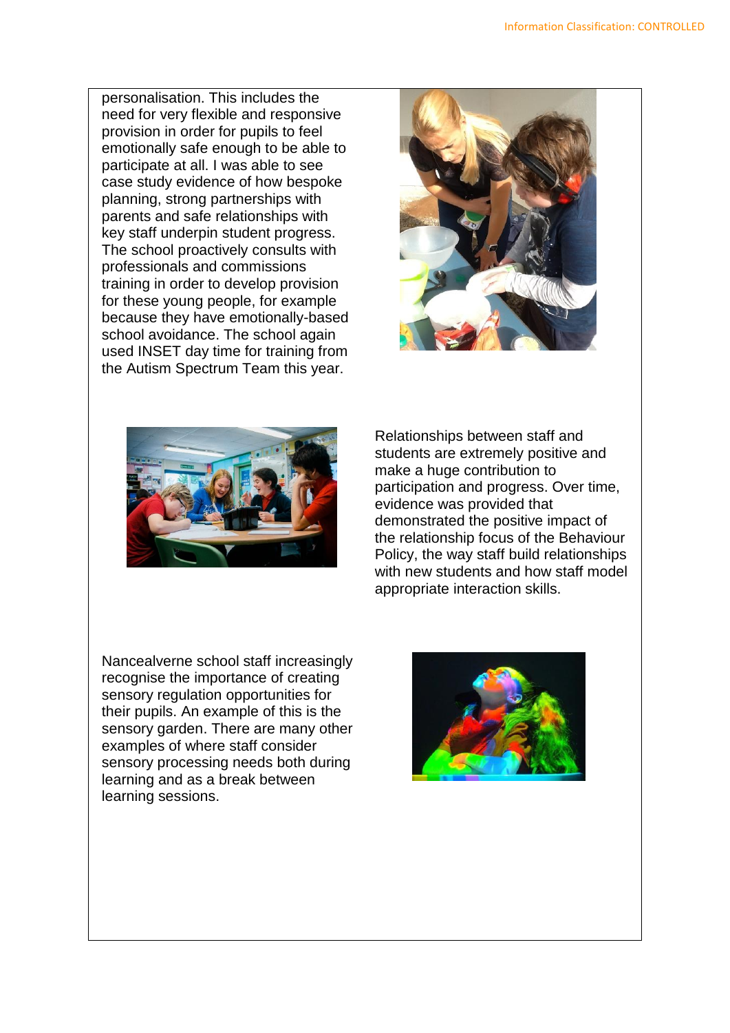personalisation. This includes the need for very flexible and responsive provision in order for pupils to feel emotionally safe enough to be able to participate at all. I was able to see case study evidence of how bespoke planning, strong partnerships with parents and safe relationships with key staff underpin student progress. The school proactively consults with professionals and commissions training in order to develop provision for these young people, for example because they have emotionally-based school avoidance. The school again used INSET day time for training from the Autism Spectrum Team this year.

Relationships between staff and students are extremely positive and make a huge contribution to participation and progress. Over time, evidence was provided that demonstrated the positive impact of the relationship focus of the Behaviour Policy, the way staff build relationships with new students and how staff model appropriate interaction skills.

Nancealverne school staff increasingly recognise the importance of creating sensory regulation opportunities for their pupils. An example of this is the sensory garden. There are many other examples of where staff consider sensory processing needs both during learning and as a break between learning sessions.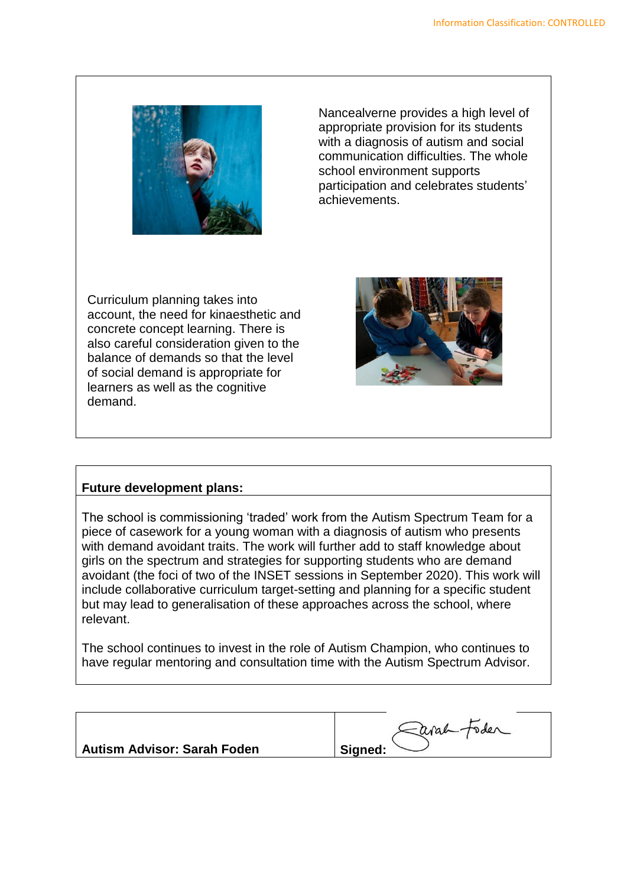Nancealverne provides a high level of appropriate provision for its students with a diagnosis of autism and social communication difficulties. The whole school environment supports participation and celebrates students' achievements.

Curriculum planning takes into account, the need for kinaesthetic and concrete concept learning. There is also careful consideration given to the balance of demands so that the level of social demand is appropriate for learners as well as the cognitive demand.

**Future development plans:**

The school is commissioning 'traded' work from the Autism Spectrum Team for a piece of casework for a young woman with a diagnosis of autism who presents with demand avoidant traits. The work will further add to staff knowledge about girls on the spectrum and strategies for supporting students who are demand avoidant (the foci of two of the INSET sessions in September 2020). This work will include collaborative curriculum target-setting and planning for a specific student but may lead to generalisation of these approaches across the school, where relevant.

The school continues to invest in the role of Autism Champion, who continues to have regular mentoring and consultation time with the Autism Spectrum Advisor.

| | |
|---|---|
| **Autism Advisor: Sarah Foden** | **Signed:** Sarah Foden |